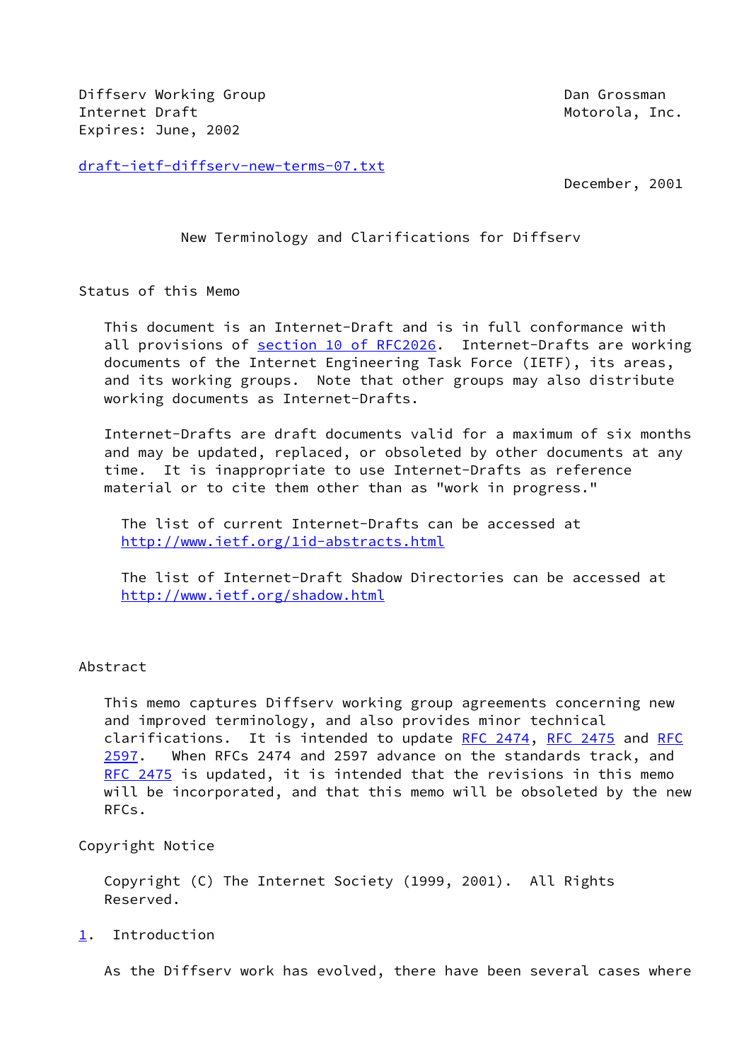Diffserv Working Group Dan Grossman
Internet Draft Motorola, Inc.
Expires: June, 2002

draft-ietf-diffserv-new-terms-07.txt

December, 2001

# New Terminology and Clarifications for Diffserv

## Status of this Memo

This document is an Internet-Draft and is in full conformance with all provisions of section 10 of RFC2026. Internet-Drafts are working documents of the Internet Engineering Task Force (IETF), its areas, and its working groups. Note that other groups may also distribute working documents as Internet-Drafts.

Internet-Drafts are draft documents valid for a maximum of six months and may be updated, replaced, or obsoleted by other documents at any time. It is inappropriate to use Internet-Drafts as reference material or to cite them other than as "work in progress."

The list of current Internet-Drafts can be accessed at http://www.ietf.org/1id-abstracts.html

The list of Internet-Draft Shadow Directories can be accessed at http://www.ietf.org/shadow.html

## Abstract

This memo captures Diffserv working group agreements concerning new and improved terminology, and also provides minor technical clarifications. It is intended to update RFC 2474, RFC 2475 and RFC 2597. When RFCs 2474 and 2597 advance on the standards track, and RFC 2475 is updated, it is intended that the revisions in this memo will be incorporated, and that this memo will be obsoleted by the new RFCs.

## Copyright Notice

Copyright (C) The Internet Society (1999, 2001). All Rights Reserved.

## 1. Introduction

As the Diffserv work has evolved, there have been several cases where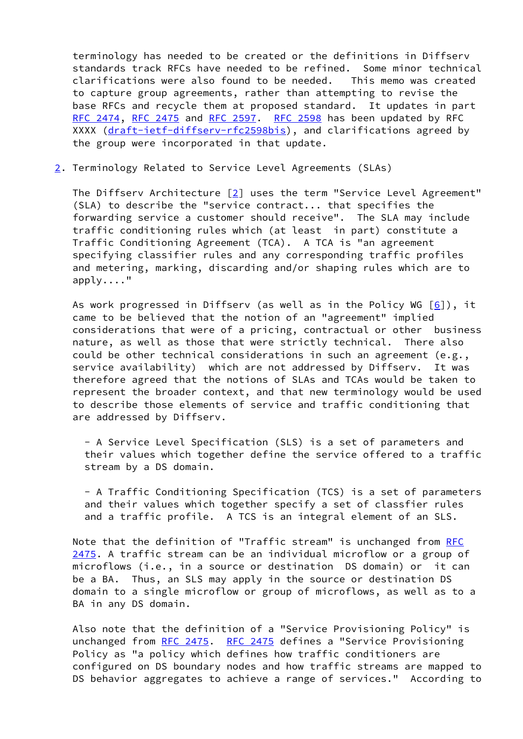terminology has needed to be created or the definitions in Diffserv standards track RFCs have needed to be refined. Some minor technical clarifications were also found to be needed. This memo was created to capture group agreements, rather than attempting to revise the base RFCs and recycle them at proposed standard. It updates in part RFC 2474, RFC 2475 and RFC 2597. RFC 2598 has been updated by RFC XXXX (draft-ietf-diffserv-rfc2598bis), and clarifications agreed by the group were incorporated in that update.

## 2. Terminology Related to Service Level Agreements (SLAs)

The Diffserv Architecture [2] uses the term "Service Level Agreement" (SLA) to describe the "service contract... that specifies the forwarding service a customer should receive". The SLA may include traffic conditioning rules which (at least in part) constitute a Traffic Conditioning Agreement (TCA). A TCA is "an agreement specifying classifier rules and any corresponding traffic profiles and metering, marking, discarding and/or shaping rules which are to apply...."

As work progressed in Diffserv (as well as in the Policy WG [6]), it came to be believed that the notion of an "agreement" implied considerations that were of a pricing, contractual or other business nature, as well as those that were strictly technical. There also could be other technical considerations in such an agreement (e.g., service availability) which are not addressed by Diffserv. It was therefore agreed that the notions of SLAs and TCAs would be taken to represent the broader context, and that new terminology would be used to describe those elements of service and traffic conditioning that are addressed by Diffserv.

- A Service Level Specification (SLS) is a set of parameters and their values which together define the service offered to a traffic stream by a DS domain.

- A Traffic Conditioning Specification (TCS) is a set of parameters and their values which together specify a set of classfier rules and a traffic profile. A TCS is an integral element of an SLS.

Note that the definition of "Traffic stream" is unchanged from RFC 2475. A traffic stream can be an individual microflow or a group of microflows (i.e., in a source or destination DS domain) or it can be a BA. Thus, an SLS may apply in the source or destination DS domain to a single microflow or group of microflows, as well as to a BA in any DS domain.

Also note that the definition of a "Service Provisioning Policy" is unchanged from RFC 2475. RFC 2475 defines a "Service Provisioning Policy as "a policy which defines how traffic conditioners are configured on DS boundary nodes and how traffic streams are mapped to DS behavior aggregates to achieve a range of services." According to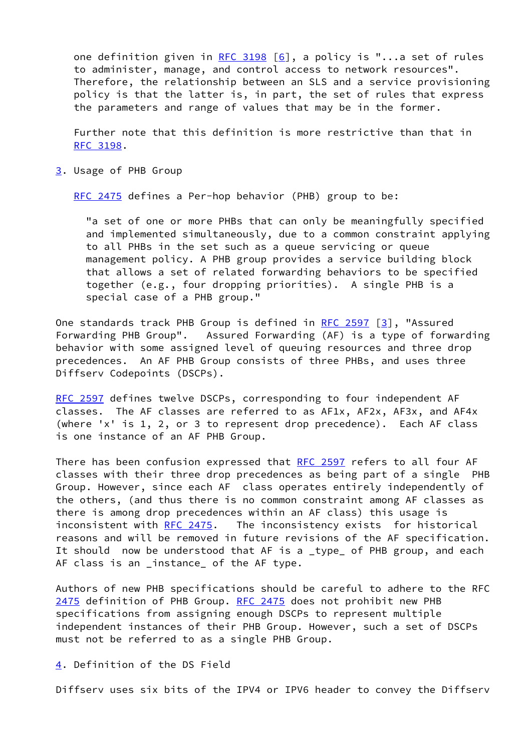one definition given in RFC 3198 [6], a policy is "...a set of rules to administer, manage, and control access to network resources". Therefore, the relationship between an SLS and a service provisioning policy is that the latter is, in part, the set of rules that express the parameters and range of values that may be in the former.

Further note that this definition is more restrictive than that in RFC 3198.

## 3. Usage of PHB Group

RFC 2475 defines a Per-hop behavior (PHB) group to be:

> "a set of one or more PHBs that can only be meaningfully specified and implemented simultaneously, due to a common constraint applying to all PHBs in the set such as a queue servicing or queue management policy. A PHB group provides a service building block that allows a set of related forwarding behaviors to be specified together (e.g., four dropping priorities). A single PHB is a special case of a PHB group."

One standards track PHB Group is defined in RFC 2597 [3], "Assured Forwarding PHB Group". Assured Forwarding (AF) is a type of forwarding behavior with some assigned level of queuing resources and three drop precedences. An AF PHB Group consists of three PHBs, and uses three Diffserv Codepoints (DSCPs).

RFC 2597 defines twelve DSCPs, corresponding to four independent AF classes. The AF classes are referred to as AF1x, AF2x, AF3x, and AF4x (where 'x' is 1, 2, or 3 to represent drop precedence). Each AF class is one instance of an AF PHB Group.

There has been confusion expressed that RFC 2597 refers to all four AF classes with their three drop precedences as being part of a single PHB Group. However, since each AF class operates entirely independently of the others, (and thus there is no common constraint among AF classes as there is among drop precedences within an AF class) this usage is inconsistent with RFC 2475. The inconsistency exists for historical reasons and will be removed in future revisions of the AF specification. It should now be understood that AF is a _type_ of PHB group, and each AF class is an _instance_ of the AF type.

Authors of new PHB specifications should be careful to adhere to the RFC 2475 definition of PHB Group. RFC 2475 does not prohibit new PHB specifications from assigning enough DSCPs to represent multiple independent instances of their PHB Group. However, such a set of DSCPs must not be referred to as a single PHB Group.

## 4. Definition of the DS Field

Diffserv uses six bits of the IPV4 or IPV6 header to convey the Diffserv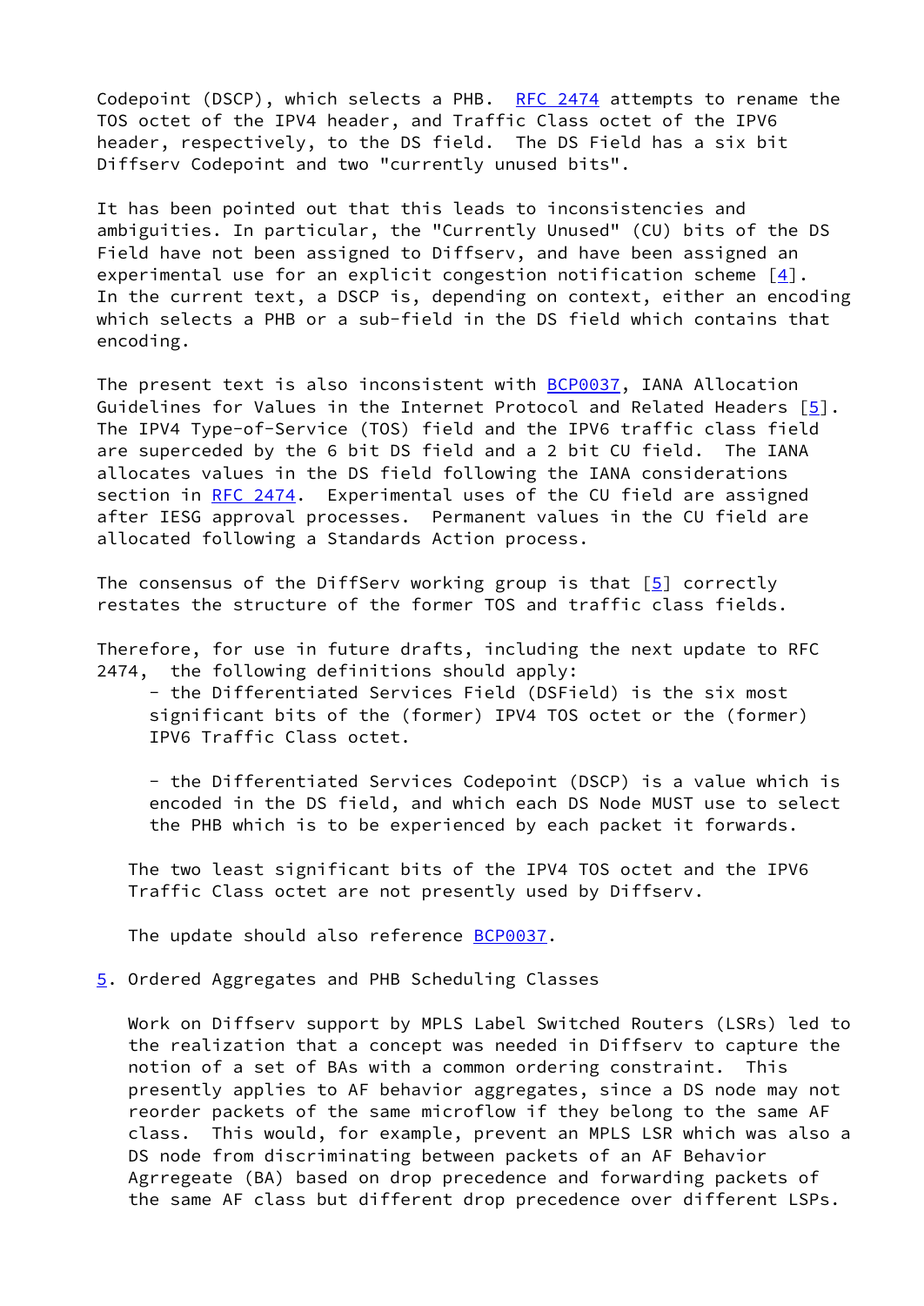Codepoint (DSCP), which selects a PHB. RFC 2474 attempts to rename the TOS octet of the IPV4 header, and Traffic Class octet of the IPV6 header, respectively, to the DS field. The DS Field has a six bit Diffserv Codepoint and two "currently unused bits".

It has been pointed out that this leads to inconsistencies and ambiguities. In particular, the "Currently Unused" (CU) bits of the DS Field have not been assigned to Diffserv, and have been assigned an experimental use for an explicit congestion notification scheme [4]. In the current text, a DSCP is, depending on context, either an encoding which selects a PHB or a sub-field in the DS field which contains that encoding.

The present text is also inconsistent with BCP0037, IANA Allocation Guidelines for Values in the Internet Protocol and Related Headers [5]. The IPV4 Type-of-Service (TOS) field and the IPV6 traffic class field are superceded by the 6 bit DS field and a 2 bit CU field. The IANA allocates values in the DS field following the IANA considerations section in RFC 2474. Experimental uses of the CU field are assigned after IESG approval processes. Permanent values in the CU field are allocated following a Standards Action process.

The consensus of the DiffServ working group is that [5] correctly restates the structure of the former TOS and traffic class fields.

Therefore, for use in future drafts, including the next update to RFC 2474, the following definitions should apply:

- the Differentiated Services Field (DSField) is the six most significant bits of the (former) IPV4 TOS octet or the (former) IPV6 Traffic Class octet.

- the Differentiated Services Codepoint (DSCP) is a value which is encoded in the DS field, and which each DS Node MUST use to select the PHB which is to be experienced by each packet it forwards.

The two least significant bits of the IPV4 TOS octet and the IPV6 Traffic Class octet are not presently used by Diffserv.

The update should also reference BCP0037.

## 5. Ordered Aggregates and PHB Scheduling Classes

Work on Diffserv support by MPLS Label Switched Routers (LSRs) led to the realization that a concept was needed in Diffserv to capture the notion of a set of BAs with a common ordering constraint. This presently applies to AF behavior aggregates, since a DS node may not reorder packets of the same microflow if they belong to the same AF class. This would, for example, prevent an MPLS LSR which was also a DS node from discriminating between packets of an AF Behavior Agrregeate (BA) based on drop precedence and forwarding packets of the same AF class but different drop precedence over different LSPs.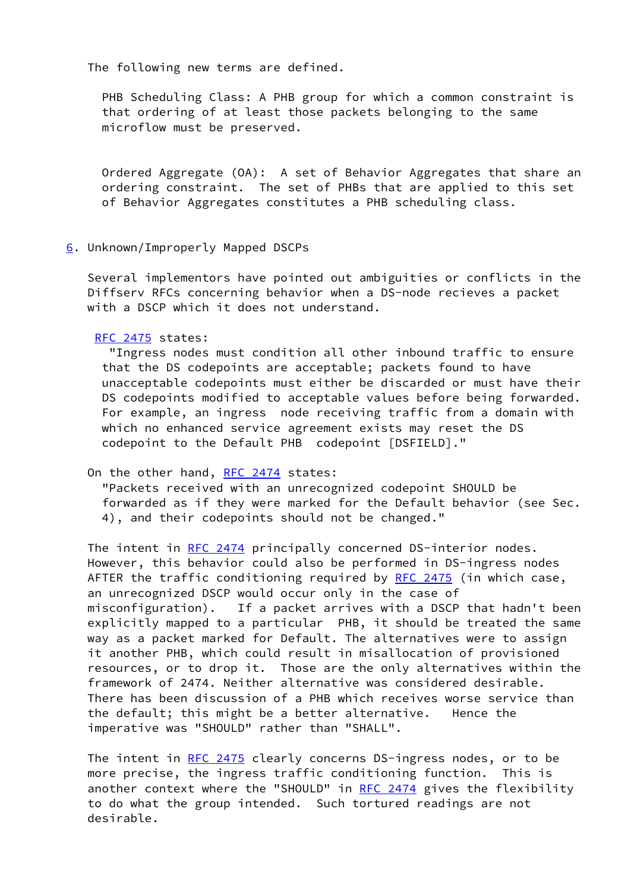The following new terms are defined.

PHB Scheduling Class: A PHB group for which a common constraint is that ordering of at least those packets belonging to the same microflow must be preserved.

Ordered Aggregate (OA): A set of Behavior Aggregates that share an ordering constraint. The set of PHBs that are applied to this set of Behavior Aggregates constitutes a PHB scheduling class.

## 6. Unknown/Improperly Mapped DSCPs

Several implementors have pointed out ambiguities or conflicts in the Diffserv RFCs concerning behavior when a DS-node recieves a packet with a DSCP which it does not understand.

RFC 2475 states:

> "Ingress nodes must condition all other inbound traffic to ensure that the DS codepoints are acceptable; packets found to have unacceptable codepoints must either be discarded or must have their DS codepoints modified to acceptable values before being forwarded. For example, an ingress node receiving traffic from a domain with which no enhanced service agreement exists may reset the DS codepoint to the Default PHB codepoint [DSFIELD]."

On the other hand, RFC 2474 states:

> "Packets received with an unrecognized codepoint SHOULD be forwarded as if they were marked for the Default behavior (see Sec. 4), and their codepoints should not be changed."

The intent in RFC 2474 principally concerned DS-interior nodes. However, this behavior could also be performed in DS-ingress nodes AFTER the traffic conditioning required by RFC 2475 (in which case, an unrecognized DSCP would occur only in the case of misconfiguration). If a packet arrives with a DSCP that hadn't been explicitly mapped to a particular PHB, it should be treated the same way as a packet marked for Default. The alternatives were to assign it another PHB, which could result in misallocation of provisioned resources, or to drop it. Those are the only alternatives within the framework of 2474. Neither alternative was considered desirable. There has been discussion of a PHB which receives worse service than the default; this might be a better alternative. Hence the imperative was "SHOULD" rather than "SHALL".

The intent in RFC 2475 clearly concerns DS-ingress nodes, or to be more precise, the ingress traffic conditioning function. This is another context where the "SHOULD" in RFC 2474 gives the flexibility to do what the group intended. Such tortured readings are not desirable.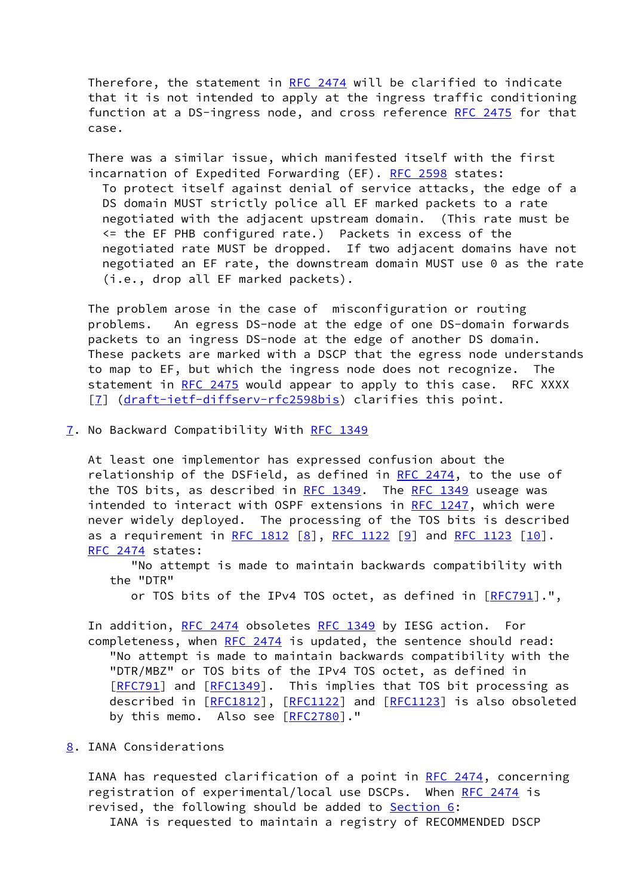Therefore, the statement in RFC 2474 will be clarified to indicate that it is not intended to apply at the ingress traffic conditioning function at a DS-ingress node, and cross reference RFC 2475 for that case.

There was a similar issue, which manifested itself with the first incarnation of Expedited Forwarding (EF). RFC 2598 states:

> To protect itself against denial of service attacks, the edge of a DS domain MUST strictly police all EF marked packets to a rate negotiated with the adjacent upstream domain. (This rate must be <= the EF PHB configured rate.) Packets in excess of the negotiated rate MUST be dropped. If two adjacent domains have not negotiated an EF rate, the downstream domain MUST use 0 as the rate (i.e., drop all EF marked packets).

The problem arose in the case of misconfiguration or routing problems. An egress DS-node at the edge of one DS-domain forwards packets to an ingress DS-node at the edge of another DS domain. These packets are marked with a DSCP that the egress node understands to map to EF, but which the ingress node does not recognize. The statement in RFC 2475 would appear to apply to this case. RFC XXXX [7] (draft-ietf-diffserv-rfc2598bis) clarifies this point.

## 7. No Backward Compatibility With RFC 1349

At least one implementor has expressed confusion about the relationship of the DSField, as defined in RFC 2474, to the use of the TOS bits, as described in RFC 1349. The RFC 1349 useage was intended to interact with OSPF extensions in RFC 1247, which were never widely deployed. The processing of the TOS bits is described as a requirement in RFC 1812 [8], RFC 1122 [9] and RFC 1123 [10]. RFC 2474 states:

> "No attempt is made to maintain backwards compatibility with the "DTR" or TOS bits of the IPv4 TOS octet, as defined in [RFC791].",

In addition, RFC 2474 obsoletes RFC 1349 by IESG action. For completeness, when RFC 2474 is updated, the sentence should read:

> "No attempt is made to maintain backwards compatibility with the "DTR/MBZ" or TOS bits of the IPv4 TOS octet, as defined in [RFC791] and [RFC1349]. This implies that TOS bit processing as described in [RFC1812], [RFC1122] and [RFC1123] is also obsoleted by this memo. Also see [RFC2780]."

## 8. IANA Considerations

IANA has requested clarification of a point in RFC 2474, concerning registration of experimental/local use DSCPs. When RFC 2474 is revised, the following should be added to Section 6:

> IANA is requested to maintain a registry of RECOMMENDED DSCP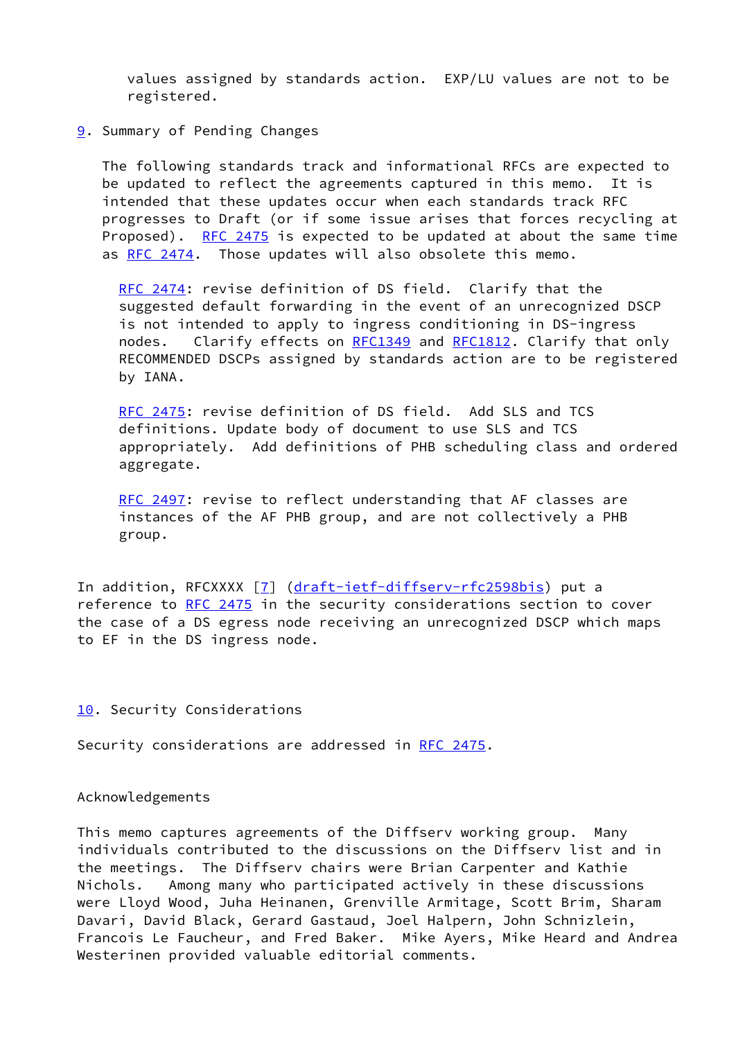values assigned by standards action. EXP/LU values are not to be registered.

## 9. Summary of Pending Changes

The following standards track and informational RFCs are expected to be updated to reflect the agreements captured in this memo. It is intended that these updates occur when each standards track RFC progresses to Draft (or if some issue arises that forces recycling at Proposed). RFC 2475 is expected to be updated at about the same time as RFC 2474. Those updates will also obsolete this memo.

RFC 2474: revise definition of DS field. Clarify that the suggested default forwarding in the event of an unrecognized DSCP is not intended to apply to ingress conditioning in DS-ingress nodes. Clarify effects on RFC1349 and RFC1812. Clarify that only RECOMMENDED DSCPs assigned by standards action are to be registered by IANA.

RFC 2475: revise definition of DS field. Add SLS and TCS definitions. Update body of document to use SLS and TCS appropriately. Add definitions of PHB scheduling class and ordered aggregate.

RFC 2497: revise to reflect understanding that AF classes are instances of the AF PHB group, and are not collectively a PHB group.

In addition, RFCXXXX [7] (draft-ietf-diffserv-rfc2598bis) put a reference to RFC 2475 in the security considerations section to cover the case of a DS egress node receiving an unrecognized DSCP which maps to EF in the DS ingress node.

## 10. Security Considerations

Security considerations are addressed in RFC 2475.

## Acknowledgements

This memo captures agreements of the Diffserv working group. Many individuals contributed to the discussions on the Diffserv list and in the meetings. The Diffserv chairs were Brian Carpenter and Kathie Nichols. Among many who participated actively in these discussions were Lloyd Wood, Juha Heinanen, Grenville Armitage, Scott Brim, Sharam Davari, David Black, Gerard Gastaud, Joel Halpern, John Schnizlein, Francois Le Faucheur, and Fred Baker. Mike Ayers, Mike Heard and Andrea Westerinen provided valuable editorial comments.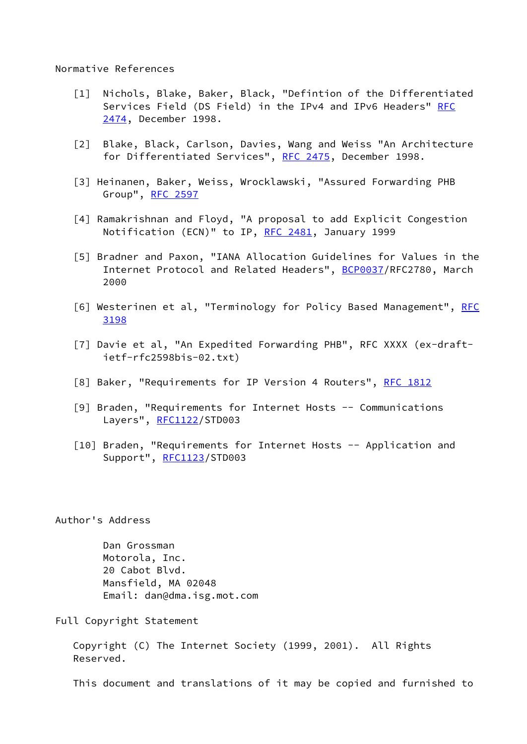## Normative References

[1] Nichols, Blake, Baker, Black, "Defintion of the Differentiated Services Field (DS Field) in the IPv4 and IPv6 Headers" RFC 2474, December 1998.

[2] Blake, Black, Carlson, Davies, Wang and Weiss "An Architecture for Differentiated Services", RFC 2475, December 1998.

[3] Heinanen, Baker, Weiss, Wrocklawski, "Assured Forwarding PHB Group", RFC 2597

[4] Ramakrishnan and Floyd, "A proposal to add Explicit Congestion Notification (ECN)" to IP, RFC 2481, January 1999

[5] Bradner and Paxon, "IANA Allocation Guidelines for Values in the Internet Protocol and Related Headers", BCP0037/RFC2780, March 2000

[6] Westerinen et al, "Terminology for Policy Based Management", RFC 3198

[7] Davie et al, "An Expedited Forwarding PHB", RFC XXXX (ex-draft-ietf-rfc2598bis-02.txt)

[8] Baker, "Requirements for IP Version 4 Routers", RFC 1812

[9] Braden, "Requirements for Internet Hosts -- Communications Layers", RFC1122/STD003

[10] Braden, "Requirements for Internet Hosts -- Application and Support", RFC1123/STD003

## Author's Address

Dan Grossman
Motorola, Inc.
20 Cabot Blvd.
Mansfield, MA 02048
Email: dan@dma.isg.mot.com

## Full Copyright Statement

Copyright (C) The Internet Society (1999, 2001). All Rights Reserved.

This document and translations of it may be copied and furnished to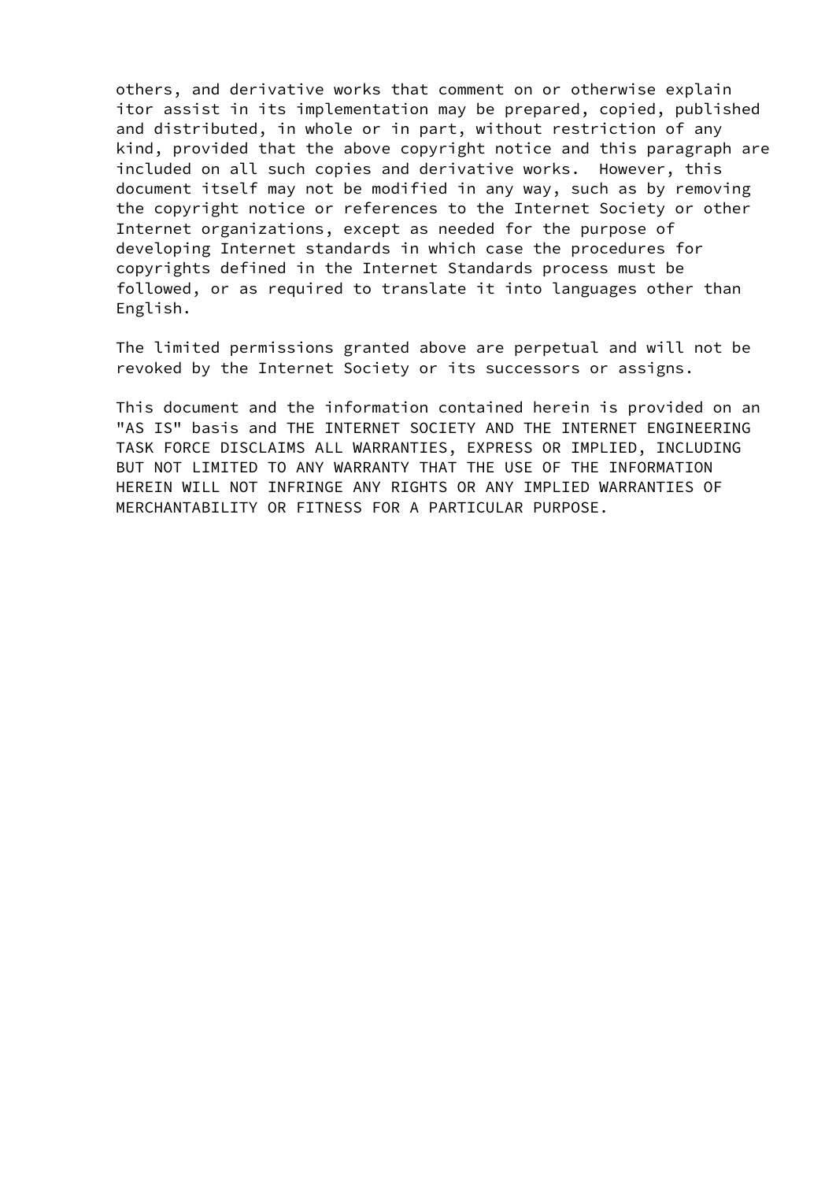others, and derivative works that comment on or otherwise explain itor assist in its implementation may be prepared, copied, published and distributed, in whole or in part, without restriction of any kind, provided that the above copyright notice and this paragraph are included on all such copies and derivative works. However, this document itself may not be modified in any way, such as by removing the copyright notice or references to the Internet Society or other Internet organizations, except as needed for the purpose of developing Internet standards in which case the procedures for copyrights defined in the Internet Standards process must be followed, or as required to translate it into languages other than English.

The limited permissions granted above are perpetual and will not be revoked by the Internet Society or its successors or assigns.

This document and the information contained herein is provided on an "AS IS" basis and THE INTERNET SOCIETY AND THE INTERNET ENGINEERING TASK FORCE DISCLAIMS ALL WARRANTIES, EXPRESS OR IMPLIED, INCLUDING BUT NOT LIMITED TO ANY WARRANTY THAT THE USE OF THE INFORMATION HEREIN WILL NOT INFRINGE ANY RIGHTS OR ANY IMPLIED WARRANTIES OF MERCHANTABILITY OR FITNESS FOR A PARTICULAR PURPOSE.